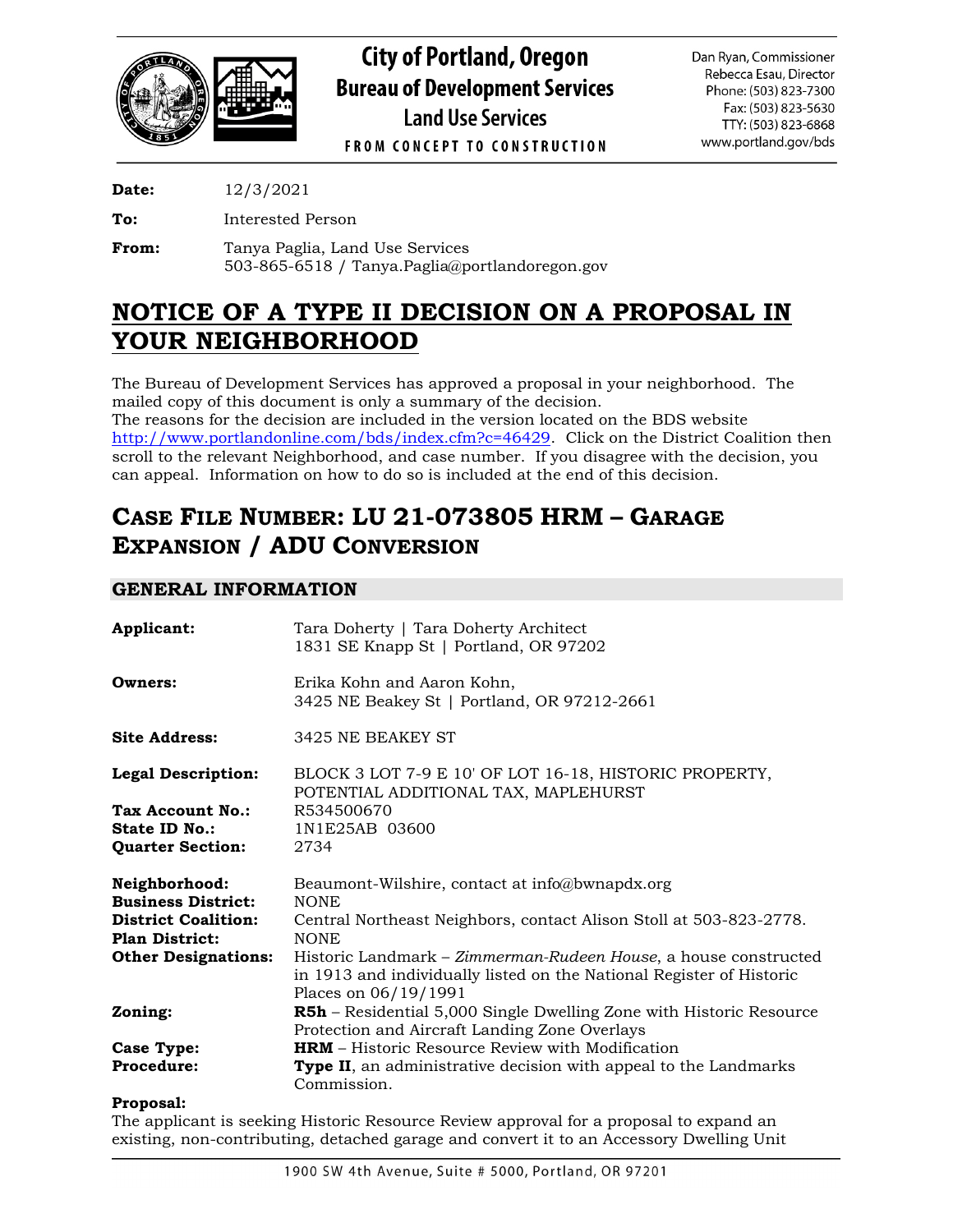# City of Portland, Oregon
## Bureau of Development Services
### Land Use Services

FROM CONCEPT TO CONSTRUCTION

Dan Ryan, Commissioner
Rebecca Esau, Director
Phone: (503) 823-7300
Fax: (503) 823-5630
TTY: (503) 823-6868
www.portland.gov/bds

**Date:** 12/3/2021

**To:** Interested Person

**From:** Tanya Paglia, Land Use Services
503-865-6518 / Tanya.Paglia@portlandoregon.gov

# NOTICE OF A TYPE II DECISION ON A PROPOSAL IN YOUR NEIGHBORHOOD

The Bureau of Development Services has approved a proposal in your neighborhood. The mailed copy of this document is only a summary of the decision.
The reasons for the decision are included in the version located on the BDS website http://www.portlandonline.com/bds/index.cfm?c=46429. Click on the District Coalition then scroll to the relevant Neighborhood, and case number. If you disagree with the decision, you can appeal. Information on how to do so is included at the end of this decision.

## CASE FILE NUMBER: LU 21-073805 HRM – GARAGE EXPANSION / ADU CONVERSION

### GENERAL INFORMATION

**Applicant:** Tara Doherty | Tara Doherty Architect
1831 SE Knapp St | Portland, OR 97202

**Owners:** Erika Kohn and Aaron Kohn,
3425 NE Beakey St | Portland, OR 97212-2661

**Site Address:** 3425 NE BEAKEY ST

**Legal Description:** BLOCK 3 LOT 7-9 E 10' OF LOT 16-18, HISTORIC PROPERTY, POTENTIAL ADDITIONAL TAX, MAPLEHURST
**Tax Account No.:** R534500670
**State ID No.:** 1N1E25AB 03600
**Quarter Section:** 2734

**Neighborhood:** Beaumont-Wilshire, contact at info@bwnapdx.org
**Business District:** NONE
**District Coalition:** Central Northeast Neighbors, contact Alison Stoll at 503-823-2778.
**Plan District:** NONE
**Other Designations:** Historic Landmark – *Zimmerman-Rudeen House*, a house constructed in 1913 and individually listed on the National Register of Historic Places on 06/19/1991
**Zoning:** **R5h** – Residential 5,000 Single Dwelling Zone with Historic Resource Protection and Aircraft Landing Zone Overlays
**Case Type:** **HRM** – Historic Resource Review with Modification
**Procedure:** **Type II**, an administrative decision with appeal to the Landmarks Commission.

**Proposal:**
The applicant is seeking Historic Resource Review approval for a proposal to expand an existing, non-contributing, detached garage and convert it to an Accessory Dwelling Unit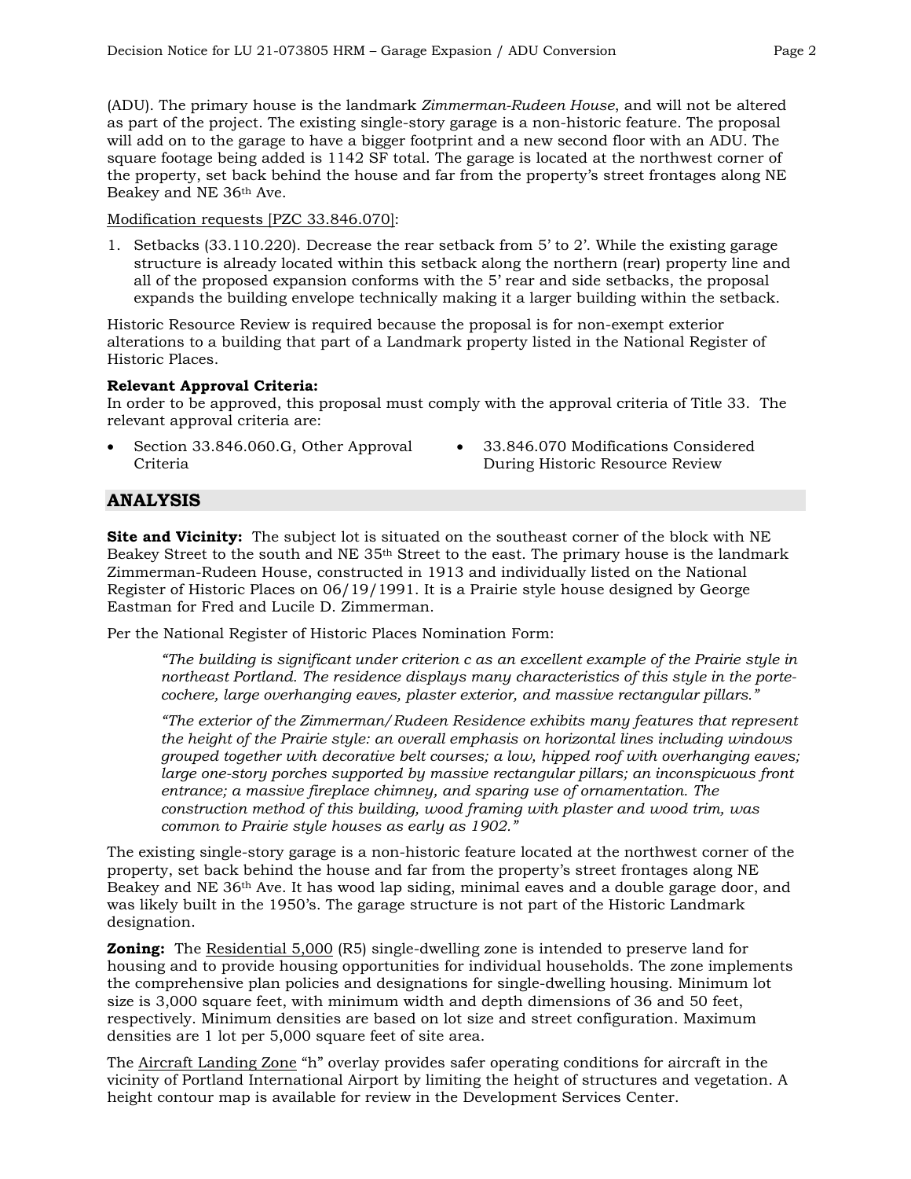(ADU). The primary house is the landmark *Zimmerman-Rudeen House*, and will not be altered as part of the project. The existing single-story garage is a non-historic feature. The proposal will add on to the garage to have a bigger footprint and a new second floor with an ADU. The square footage being added is 1142 SF total. The garage is located at the northwest corner of the property, set back behind the house and far from the property's street frontages along NE Beakey and NE 36th Ave.

Modification requests [PZC 33.846.070]:

1. Setbacks (33.110.220). Decrease the rear setback from 5' to 2'. While the existing garage structure is already located within this setback along the northern (rear) property line and all of the proposed expansion conforms with the 5' rear and side setbacks, the proposal expands the building envelope technically making it a larger building within the setback.

Historic Resource Review is required because the proposal is for non-exempt exterior alterations to a building that part of a Landmark property listed in the National Register of Historic Places.

**Relevant Approval Criteria:**
In order to be approved, this proposal must comply with the approval criteria of Title 33. The relevant approval criteria are:

- Section 33.846.060.G, Other Approval Criteria
- 33.846.070 Modifications Considered During Historic Resource Review

## ANALYSIS

**Site and Vicinity:** The subject lot is situated on the southeast corner of the block with NE Beakey Street to the south and NE 35th Street to the east. The primary house is the landmark Zimmerman-Rudeen House, constructed in 1913 and individually listed on the National Register of Historic Places on 06/19/1991. It is a Prairie style house designed by George Eastman for Fred and Lucile D. Zimmerman.

Per the National Register of Historic Places Nomination Form:

> *"The building is significant under criterion c as an excellent example of the Prairie style in northeast Portland. The residence displays many characteristics of this style in the porte-cochere, large overhanging eaves, plaster exterior, and massive rectangular pillars."*
>
> *"The exterior of the Zimmerman/Rudeen Residence exhibits many features that represent the height of the Prairie style: an overall emphasis on horizontal lines including windows grouped together with decorative belt courses; a low, hipped roof with overhanging eaves; large one-story porches supported by massive rectangular pillars; an inconspicuous front entrance; a massive fireplace chimney, and sparing use of ornamentation. The construction method of this building, wood framing with plaster and wood trim, was common to Prairie style houses as early as 1902."*

The existing single-story garage is a non-historic feature located at the northwest corner of the property, set back behind the house and far from the property's street frontages along NE Beakey and NE 36th Ave. It has wood lap siding, minimal eaves and a double garage door, and was likely built in the 1950's. The garage structure is not part of the Historic Landmark designation.

**Zoning:** The Residential 5,000 (R5) single-dwelling zone is intended to preserve land for housing and to provide housing opportunities for individual households. The zone implements the comprehensive plan policies and designations for single-dwelling housing. Minimum lot size is 3,000 square feet, with minimum width and depth dimensions of 36 and 50 feet, respectively. Minimum densities are based on lot size and street configuration. Maximum densities are 1 lot per 5,000 square feet of site area.

The Aircraft Landing Zone "h" overlay provides safer operating conditions for aircraft in the vicinity of Portland International Airport by limiting the height of structures and vegetation. A height contour map is available for review in the Development Services Center.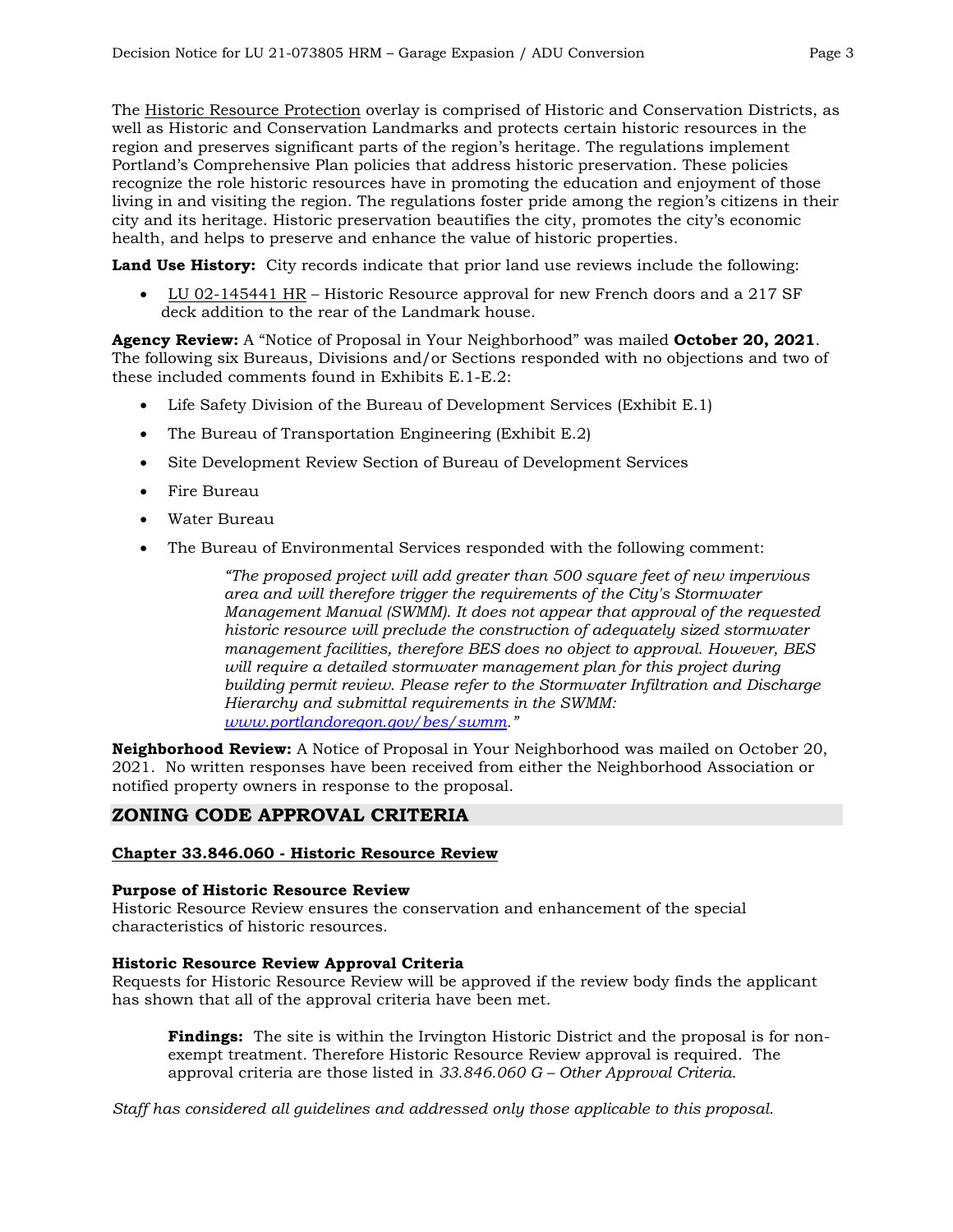The Historic Resource Protection overlay is comprised of Historic and Conservation Districts, as well as Historic and Conservation Landmarks and protects certain historic resources in the region and preserves significant parts of the region's heritage. The regulations implement Portland's Comprehensive Plan policies that address historic preservation. These policies recognize the role historic resources have in promoting the education and enjoyment of those living in and visiting the region. The regulations foster pride among the region's citizens in their city and its heritage. Historic preservation beautifies the city, promotes the city's economic health, and helps to preserve and enhance the value of historic properties.

**Land Use History:** City records indicate that prior land use reviews include the following:

- LU 02-145441 HR – Historic Resource approval for new French doors and a 217 SF deck addition to the rear of the Landmark house.

**Agency Review:** A "Notice of Proposal in Your Neighborhood" was mailed **October 20, 2021**. The following six Bureaus, Divisions and/or Sections responded with no objections and two of these included comments found in Exhibits E.1-E.2:

- Life Safety Division of the Bureau of Development Services (Exhibit E.1)
- The Bureau of Transportation Engineering (Exhibit E.2)
- Site Development Review Section of Bureau of Development Services
- Fire Bureau
- Water Bureau
- The Bureau of Environmental Services responded with the following comment:

> *"The proposed project will add greater than 500 square feet of new impervious area and will therefore trigger the requirements of the City's Stormwater Management Manual (SWMM). It does not appear that approval of the requested historic resource will preclude the construction of adequately sized stormwater management facilities, therefore BES does no object to approval. However, BES will require a detailed stormwater management plan for this project during building permit review. Please refer to the Stormwater Infiltration and Discharge Hierarchy and submittal requirements in the SWMM: www.portlandoregon.gov/bes/swmm."*

**Neighborhood Review:** A Notice of Proposal in Your Neighborhood was mailed on October 20, 2021. No written responses have been received from either the Neighborhood Association or notified property owners in response to the proposal.

## ZONING CODE APPROVAL CRITERIA

### Chapter 33.846.060 - Historic Resource Review

**Purpose of Historic Resource Review**
Historic Resource Review ensures the conservation and enhancement of the special characteristics of historic resources.

**Historic Resource Review Approval Criteria**
Requests for Historic Resource Review will be approved if the review body finds the applicant has shown that all of the approval criteria have been met.

> **Findings:** The site is within the Irvington Historic District and the proposal is for non-exempt treatment. Therefore Historic Resource Review approval is required. The approval criteria are those listed in *33.846.060 G – Other Approval Criteria.*

*Staff has considered all guidelines and addressed only those applicable to this proposal.*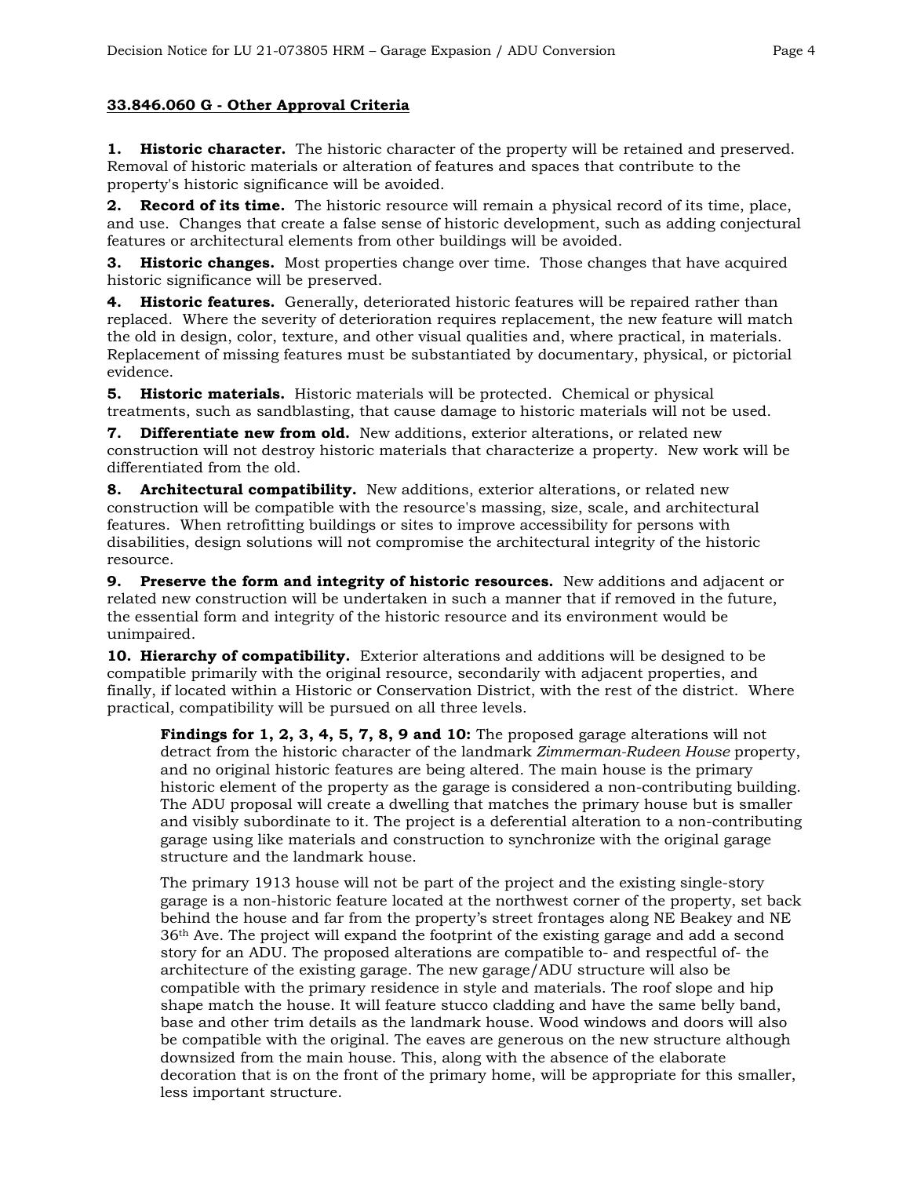## 33.846.060 G - Other Approval Criteria

**1. Historic character.** The historic character of the property will be retained and preserved. Removal of historic materials or alteration of features and spaces that contribute to the property's historic significance will be avoided.

**2. Record of its time.** The historic resource will remain a physical record of its time, place, and use. Changes that create a false sense of historic development, such as adding conjectural features or architectural elements from other buildings will be avoided.

**3. Historic changes.** Most properties change over time. Those changes that have acquired historic significance will be preserved.

**4. Historic features.** Generally, deteriorated historic features will be repaired rather than replaced. Where the severity of deterioration requires replacement, the new feature will match the old in design, color, texture, and other visual qualities and, where practical, in materials. Replacement of missing features must be substantiated by documentary, physical, or pictorial evidence.

**5. Historic materials.** Historic materials will be protected. Chemical or physical treatments, such as sandblasting, that cause damage to historic materials will not be used.

**7. Differentiate new from old.** New additions, exterior alterations, or related new construction will not destroy historic materials that characterize a property. New work will be differentiated from the old.

**8. Architectural compatibility.** New additions, exterior alterations, or related new construction will be compatible with the resource's massing, size, scale, and architectural features. When retrofitting buildings or sites to improve accessibility for persons with disabilities, design solutions will not compromise the architectural integrity of the historic resource.

**9. Preserve the form and integrity of historic resources.** New additions and adjacent or related new construction will be undertaken in such a manner that if removed in the future, the essential form and integrity of the historic resource and its environment would be unimpaired.

**10. Hierarchy of compatibility.** Exterior alterations and additions will be designed to be compatible primarily with the original resource, secondarily with adjacent properties, and finally, if located within a Historic or Conservation District, with the rest of the district. Where practical, compatibility will be pursued on all three levels.

> **Findings for 1, 2, 3, 4, 5, 7, 8, 9 and 10:** The proposed garage alterations will not detract from the historic character of the landmark *Zimmerman-Rudeen House* property, and no original historic features are being altered. The main house is the primary historic element of the property as the garage is considered a non-contributing building. The ADU proposal will create a dwelling that matches the primary house but is smaller and visibly subordinate to it. The project is a deferential alteration to a non-contributing garage using like materials and construction to synchronize with the original garage structure and the landmark house.
>
> The primary 1913 house will not be part of the project and the existing single-story garage is a non-historic feature located at the northwest corner of the property, set back behind the house and far from the property's street frontages along NE Beakey and NE 36th Ave. The project will expand the footprint of the existing garage and add a second story for an ADU. The proposed alterations are compatible to- and respectful of- the architecture of the existing garage. The new garage/ADU structure will also be compatible with the primary residence in style and materials. The roof slope and hip shape match the house. It will feature stucco cladding and have the same belly band, base and other trim details as the landmark house. Wood windows and doors will also be compatible with the original. The eaves are generous on the new structure although downsized from the main house. This, along with the absence of the elaborate decoration that is on the front of the primary home, will be appropriate for this smaller, less important structure.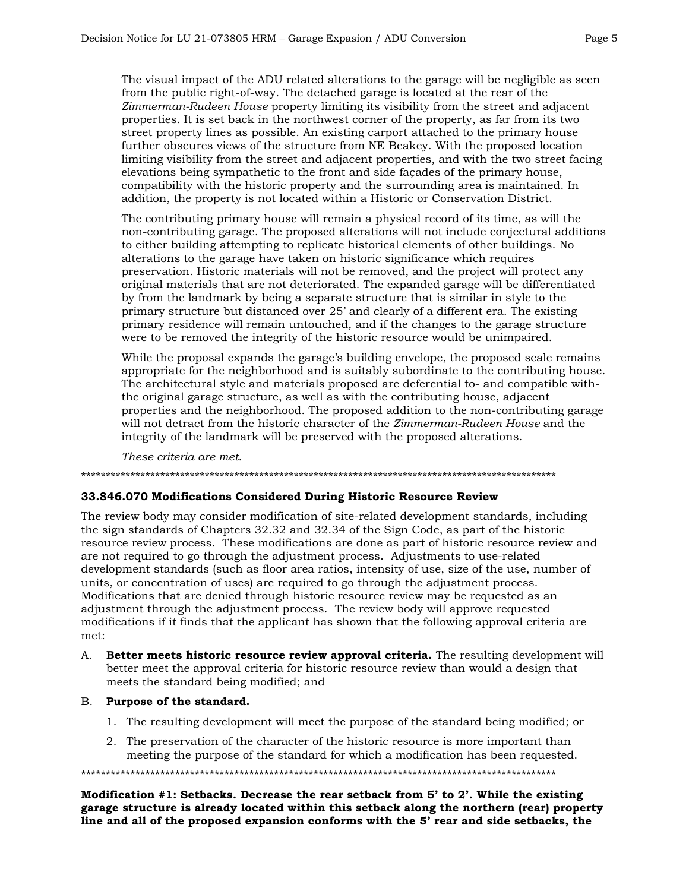The visual impact of the ADU related alterations to the garage will be negligible as seen from the public right-of-way. The detached garage is located at the rear of the *Zimmerman-Rudeen House* property limiting its visibility from the street and adjacent properties. It is set back in the northwest corner of the property, as far from its two street property lines as possible. An existing carport attached to the primary house further obscures views of the structure from NE Beakey. With the proposed location limiting visibility from the street and adjacent properties, and with the two street facing elevations being sympathetic to the front and side façades of the primary house, compatibility with the historic property and the surrounding area is maintained. In addition, the property is not located within a Historic or Conservation District.

The contributing primary house will remain a physical record of its time, as will the non-contributing garage. The proposed alterations will not include conjectural additions to either building attempting to replicate historical elements of other buildings. No alterations to the garage have taken on historic significance which requires preservation. Historic materials will not be removed, and the project will protect any original materials that are not deteriorated. The expanded garage will be differentiated by from the landmark by being a separate structure that is similar in style to the primary structure but distanced over 25' and clearly of a different era. The existing primary residence will remain untouched, and if the changes to the garage structure were to be removed the integrity of the historic resource would be unimpaired.

While the proposal expands the garage's building envelope, the proposed scale remains appropriate for the neighborhood and is suitably subordinate to the contributing house. The architectural style and materials proposed are deferential to- and compatible with- the original garage structure, as well as with the contributing house, adjacent properties and the neighborhood. The proposed addition to the non-contributing garage will not detract from the historic character of the *Zimmerman-Rudeen House* and the integrity of the landmark will be preserved with the proposed alterations.

*These criteria are met.*

\*\*\*\*\*\*\*\*\*\*\*\*\*\*\*\*\*\*\*\*\*\*\*\*\*\*\*\*\*\*\*\*\*\*\*\*\*\*\*\*\*\*\*\*\*\*\*\*\*\*\*\*\*\*\*\*\*\*\*\*\*\*\*\*\*\*\*\*\*\*\*\*\*\*\*\*\*\*\*\*\*\*\*\*\*\*\*\*\*\*\*\*\*\*\*\*\*\*

**33.846.070 Modifications Considered During Historic Resource Review**

The review body may consider modification of site-related development standards, including the sign standards of Chapters 32.32 and 32.34 of the Sign Code, as part of the historic resource review process. These modifications are done as part of historic resource review and are not required to go through the adjustment process. Adjustments to use-related development standards (such as floor area ratios, intensity of use, size of the use, number of units, or concentration of uses) are required to go through the adjustment process. Modifications that are denied through historic resource review may be requested as an adjustment through the adjustment process. The review body will approve requested modifications if it finds that the applicant has shown that the following approval criteria are met:

A. **Better meets historic resource review approval criteria.** The resulting development will better meet the approval criteria for historic resource review than would a design that meets the standard being modified; and

B. **Purpose of the standard.**

1. The resulting development will meet the purpose of the standard being modified; or
2. The preservation of the character of the historic resource is more important than meeting the purpose of the standard for which a modification has been requested.

\*\*\*\*\*\*\*\*\*\*\*\*\*\*\*\*\*\*\*\*\*\*\*\*\*\*\*\*\*\*\*\*\*\*\*\*\*\*\*\*\*\*\*\*\*\*\*\*\*\*\*\*\*\*\*\*\*\*\*\*\*\*\*\*\*\*\*\*\*\*\*\*\*\*\*\*\*\*\*\*\*\*\*\*\*\*\*\*\*\*\*\*\*\*\*\*\*\*

**Modification #1: Setbacks. Decrease the rear setback from 5' to 2'. While the existing garage structure is already located within this setback along the northern (rear) property line and all of the proposed expansion conforms with the 5' rear and side setbacks, the**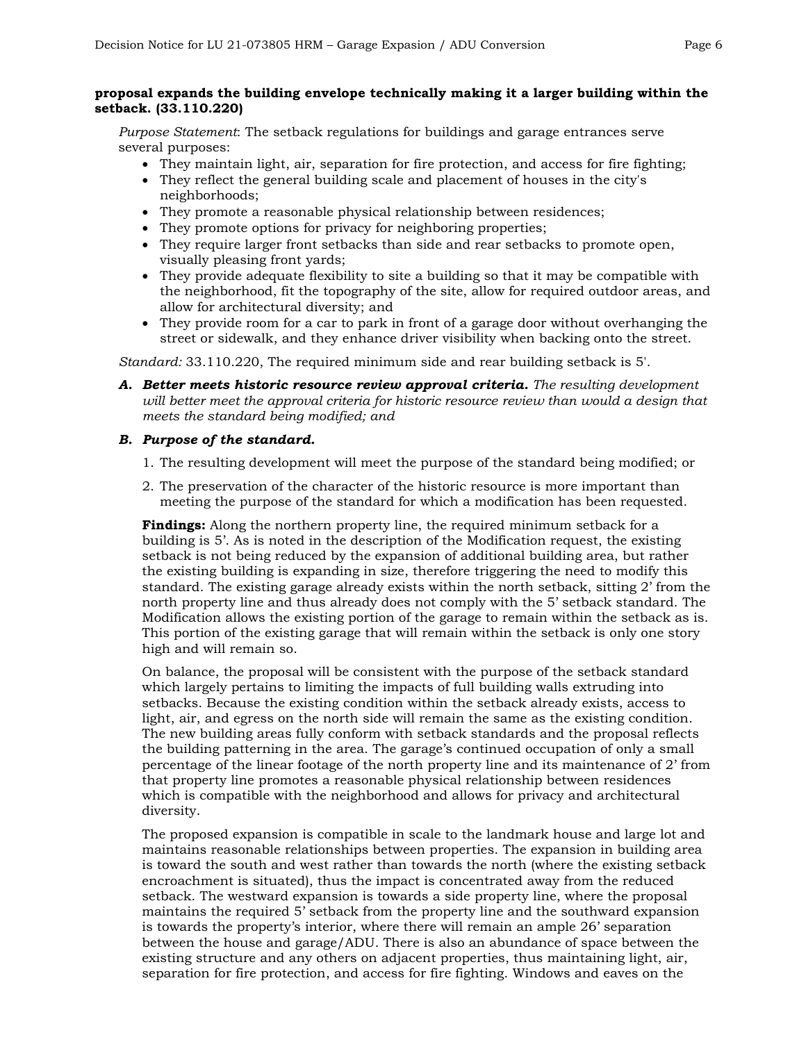**proposal expands the building envelope technically making it a larger building within the setback. (33.110.220)**

*Purpose Statement*: The setback regulations for buildings and garage entrances serve several purposes:

- They maintain light, air, separation for fire protection, and access for fire fighting;
- They reflect the general building scale and placement of houses in the city's neighborhoods;
- They promote a reasonable physical relationship between residences;
- They promote options for privacy for neighboring properties;
- They require larger front setbacks than side and rear setbacks to promote open, visually pleasing front yards;
- They provide adequate flexibility to site a building so that it may be compatible with the neighborhood, fit the topography of the site, allow for required outdoor areas, and allow for architectural diversity; and
- They provide room for a car to park in front of a garage door without overhanging the street or sidewalk, and they enhance driver visibility when backing onto the street.

*Standard:* 33.110.220, The required minimum side and rear building setback is 5'.

A. ***Better meets historic resource review approval criteria.*** *The resulting development will better meet the approval criteria for historic resource review than would a design that meets the standard being modified; and*

B. ***Purpose of the standard.***

1. The resulting development will meet the purpose of the standard being modified; or
2. The preservation of the character of the historic resource is more important than meeting the purpose of the standard for which a modification has been requested.

**Findings:** Along the northern property line, the required minimum setback for a building is 5'. As is noted in the description of the Modification request, the existing setback is not being reduced by the expansion of additional building area, but rather the existing building is expanding in size, therefore triggering the need to modify this standard. The existing garage already exists within the north setback, sitting 2' from the north property line and thus already does not comply with the 5' setback standard. The Modification allows the existing portion of the garage to remain within the setback as is. This portion of the existing garage that will remain within the setback is only one story high and will remain so.

On balance, the proposal will be consistent with the purpose of the setback standard which largely pertains to limiting the impacts of full building walls extruding into setbacks. Because the existing condition within the setback already exists, access to light, air, and egress on the north side will remain the same as the existing condition. The new building areas fully conform with setback standards and the proposal reflects the building patterning in the area. The garage's continued occupation of only a small percentage of the linear footage of the north property line and its maintenance of 2' from that property line promotes a reasonable physical relationship between residences which is compatible with the neighborhood and allows for privacy and architectural diversity.

The proposed expansion is compatible in scale to the landmark house and large lot and maintains reasonable relationships between properties. The expansion in building area is toward the south and west rather than towards the north (where the existing setback encroachment is situated), thus the impact is concentrated away from the reduced setback. The westward expansion is towards a side property line, where the proposal maintains the required 5' setback from the property line and the southward expansion is towards the property's interior, where there will remain an ample 26' separation between the house and garage/ADU. There is also an abundance of space between the existing structure and any others on adjacent properties, thus maintaining light, air, separation for fire protection, and access for fire fighting. Windows and eaves on the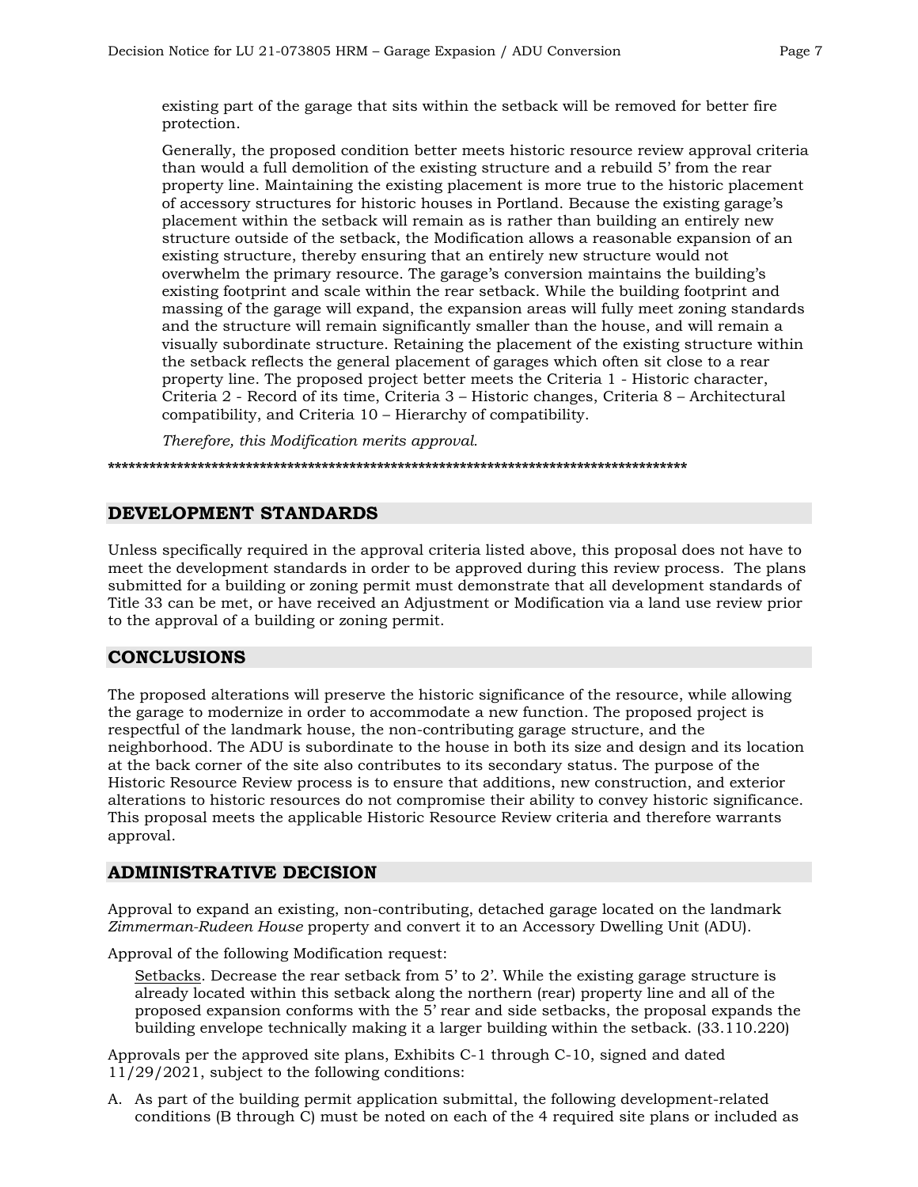existing part of the garage that sits within the setback will be removed for better fire protection.

Generally, the proposed condition better meets historic resource review approval criteria than would a full demolition of the existing structure and a rebuild 5' from the rear property line. Maintaining the existing placement is more true to the historic placement of accessory structures for historic houses in Portland. Because the existing garage's placement within the setback will remain as is rather than building an entirely new structure outside of the setback, the Modification allows a reasonable expansion of an existing structure, thereby ensuring that an entirely new structure would not overwhelm the primary resource. The garage's conversion maintains the building's existing footprint and scale within the rear setback. While the building footprint and massing of the garage will expand, the expansion areas will fully meet zoning standards and the structure will remain significantly smaller than the house, and will remain a visually subordinate structure. Retaining the placement of the existing structure within the setback reflects the general placement of garages which often sit close to a rear property line. The proposed project better meets the Criteria 1 - Historic character, Criteria 2 - Record of its time, Criteria 3 – Historic changes, Criteria 8 – Architectural compatibility, and Criteria 10 – Hierarchy of compatibility.

*Therefore, this Modification merits approval.*

\*\*\*\*\*\*\*\*\*\*\*\*\*\*\*\*\*\*\*\*\*\*\*\*\*\*\*\*\*\*\*\*\*\*\*\*\*\*\*\*\*\*\*\*\*\*\*\*\*\*\*\*\*\*\*\*\*\*\*\*\*\*\*\*\*\*\*\*\*\*\*\*\*\*\*\*\*\*\*\*\*\*\*\*\*\*

## DEVELOPMENT STANDARDS

Unless specifically required in the approval criteria listed above, this proposal does not have to meet the development standards in order to be approved during this review process. The plans submitted for a building or zoning permit must demonstrate that all development standards of Title 33 can be met, or have received an Adjustment or Modification via a land use review prior to the approval of a building or zoning permit.

## CONCLUSIONS

The proposed alterations will preserve the historic significance of the resource, while allowing the garage to modernize in order to accommodate a new function. The proposed project is respectful of the landmark house, the non-contributing garage structure, and the neighborhood. The ADU is subordinate to the house in both its size and design and its location at the back corner of the site also contributes to its secondary status. The purpose of the Historic Resource Review process is to ensure that additions, new construction, and exterior alterations to historic resources do not compromise their ability to convey historic significance. This proposal meets the applicable Historic Resource Review criteria and therefore warrants approval.

## ADMINISTRATIVE DECISION

Approval to expand an existing, non-contributing, detached garage located on the landmark *Zimmerman-Rudeen House* property and convert it to an Accessory Dwelling Unit (ADU).

Approval of the following Modification request:

Setbacks. Decrease the rear setback from 5' to 2'. While the existing garage structure is already located within this setback along the northern (rear) property line and all of the proposed expansion conforms with the 5' rear and side setbacks, the proposal expands the building envelope technically making it a larger building within the setback. (33.110.220)

Approvals per the approved site plans, Exhibits C-1 through C-10, signed and dated 11/29/2021, subject to the following conditions:

A. As part of the building permit application submittal, the following development-related conditions (B through C) must be noted on each of the 4 required site plans or included as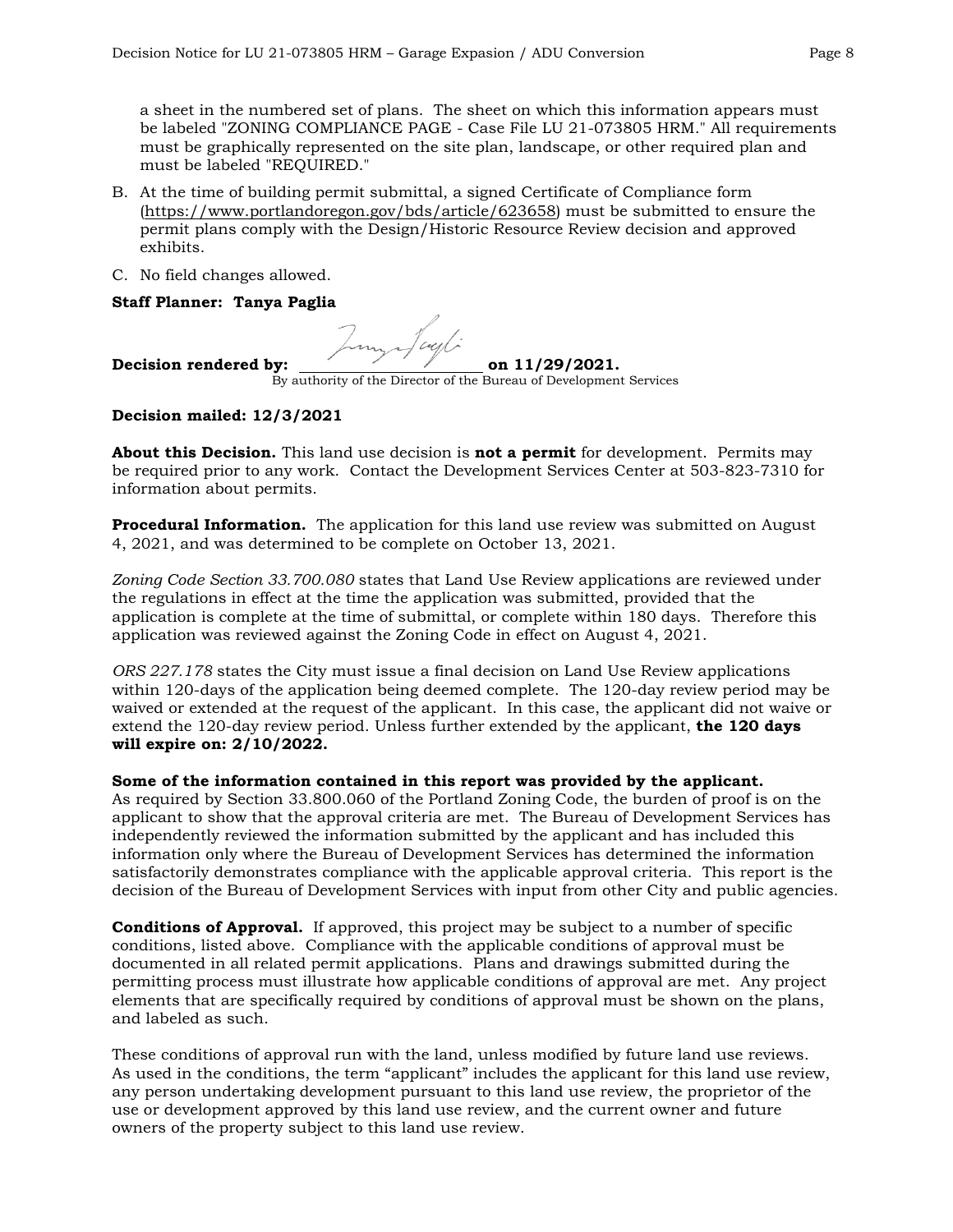a sheet in the numbered set of plans. The sheet on which this information appears must be labeled "ZONING COMPLIANCE PAGE - Case File LU 21-073805 HRM." All requirements must be graphically represented on the site plan, landscape, or other required plan and must be labeled "REQUIRED."

B. At the time of building permit submittal, a signed Certificate of Compliance form (https://www.portlandoregon.gov/bds/article/623658) must be submitted to ensure the permit plans comply with the Design/Historic Resource Review decision and approved exhibits.

C. No field changes allowed.

**Staff Planner: Tanya Paglia**

**Decision rendered by:** ______________________ **on 11/29/2021.**
By authority of the Director of the Bureau of Development Services

**Decision mailed: 12/3/2021**

**About this Decision.** This land use decision is **not a permit** for development. Permits may be required prior to any work. Contact the Development Services Center at 503-823-7310 for information about permits.

**Procedural Information.** The application for this land use review was submitted on August 4, 2021, and was determined to be complete on October 13, 2021.

*Zoning Code Section 33.700.080* states that Land Use Review applications are reviewed under the regulations in effect at the time the application was submitted, provided that the application is complete at the time of submittal, or complete within 180 days. Therefore this application was reviewed against the Zoning Code in effect on August 4, 2021.

*ORS 227.178* states the City must issue a final decision on Land Use Review applications within 120-days of the application being deemed complete. The 120-day review period may be waived or extended at the request of the applicant. In this case, the applicant did not waive or extend the 120-day review period. Unless further extended by the applicant, **the 120 days will expire on: 2/10/2022.**

**Some of the information contained in this report was provided by the applicant.**
As required by Section 33.800.060 of the Portland Zoning Code, the burden of proof is on the applicant to show that the approval criteria are met. The Bureau of Development Services has independently reviewed the information submitted by the applicant and has included this information only where the Bureau of Development Services has determined the information satisfactorily demonstrates compliance with the applicable approval criteria. This report is the decision of the Bureau of Development Services with input from other City and public agencies.

**Conditions of Approval.** If approved, this project may be subject to a number of specific conditions, listed above. Compliance with the applicable conditions of approval must be documented in all related permit applications. Plans and drawings submitted during the permitting process must illustrate how applicable conditions of approval are met. Any project elements that are specifically required by conditions of approval must be shown on the plans, and labeled as such.

These conditions of approval run with the land, unless modified by future land use reviews. As used in the conditions, the term "applicant" includes the applicant for this land use review, any person undertaking development pursuant to this land use review, the proprietor of the use or development approved by this land use review, and the current owner and future owners of the property subject to this land use review.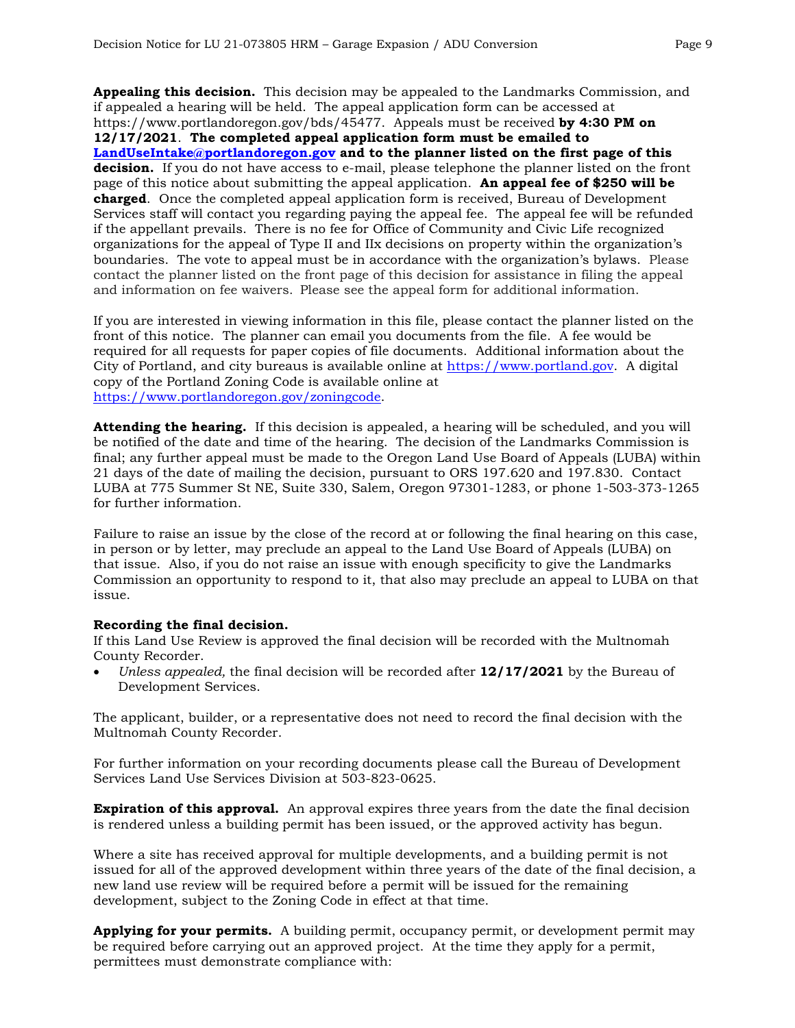**Appealing this decision.** This decision may be appealed to the Landmarks Commission, and if appealed a hearing will be held. The appeal application form can be accessed at https://www.portlandoregon.gov/bds/45477. Appeals must be received **by 4:30 PM on 12/17/2021**. **The completed appeal application form must be emailed to [LandUseIntake@portlandoregon.gov](mailto:LandUseIntake@portlandoregon.gov) and to the planner listed on the first page of this decision.** If you do not have access to e-mail, please telephone the planner listed on the front page of this notice about submitting the appeal application. **An appeal fee of $250 will be charged**. Once the completed appeal application form is received, Bureau of Development Services staff will contact you regarding paying the appeal fee. The appeal fee will be refunded if the appellant prevails. There is no fee for Office of Community and Civic Life recognized organizations for the appeal of Type II and IIx decisions on property within the organization's boundaries. The vote to appeal must be in accordance with the organization's bylaws. Please contact the planner listed on the front page of this decision for assistance in filing the appeal and information on fee waivers. Please see the appeal form for additional information.

If you are interested in viewing information in this file, please contact the planner listed on the front of this notice. The planner can email you documents from the file. A fee would be required for all requests for paper copies of file documents. Additional information about the City of Portland, and city bureaus is available online at [https://www.portland.gov](https://www.portland.gov). A digital copy of the Portland Zoning Code is available online at [https://www.portlandoregon.gov/zoningcode](https://www.portlandoregon.gov/zoningcode).

**Attending the hearing.** If this decision is appealed, a hearing will be scheduled, and you will be notified of the date and time of the hearing. The decision of the Landmarks Commission is final; any further appeal must be made to the Oregon Land Use Board of Appeals (LUBA) within 21 days of the date of mailing the decision, pursuant to ORS 197.620 and 197.830. Contact LUBA at 775 Summer St NE, Suite 330, Salem, Oregon 97301-1283, or phone 1-503-373-1265 for further information.

Failure to raise an issue by the close of the record at or following the final hearing on this case, in person or by letter, may preclude an appeal to the Land Use Board of Appeals (LUBA) on that issue. Also, if you do not raise an issue with enough specificity to give the Landmarks Commission an opportunity to respond to it, that also may preclude an appeal to LUBA on that issue.

**Recording the final decision.**
If this Land Use Review is approved the final decision will be recorded with the Multnomah County Recorder.

- *Unless appealed,* the final decision will be recorded after **12/17/2021** by the Bureau of Development Services.

The applicant, builder, or a representative does not need to record the final decision with the Multnomah County Recorder.

For further information on your recording documents please call the Bureau of Development Services Land Use Services Division at 503-823-0625.

**Expiration of this approval.** An approval expires three years from the date the final decision is rendered unless a building permit has been issued, or the approved activity has begun.

Where a site has received approval for multiple developments, and a building permit is not issued for all of the approved development within three years of the date of the final decision, a new land use review will be required before a permit will be issued for the remaining development, subject to the Zoning Code in effect at that time.

**Applying for your permits.** A building permit, occupancy permit, or development permit may be required before carrying out an approved project. At the time they apply for a permit, permittees must demonstrate compliance with: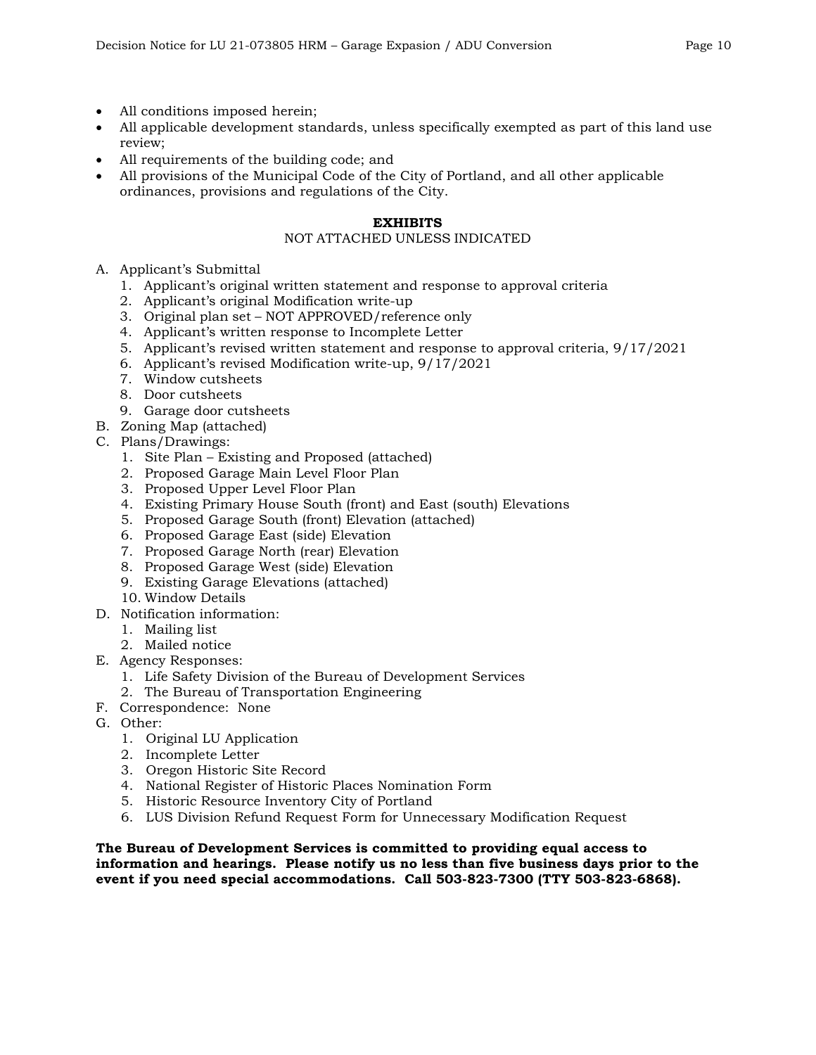- All conditions imposed herein;
- All applicable development standards, unless specifically exempted as part of this land use review;
- All requirements of the building code; and
- All provisions of the Municipal Code of the City of Portland, and all other applicable ordinances, provisions and regulations of the City.

**EXHIBITS**

NOT ATTACHED UNLESS INDICATED

A. Applicant's Submittal
   1. Applicant's original written statement and response to approval criteria
   2. Applicant's original Modification write-up
   3. Original plan set – NOT APPROVED/reference only
   4. Applicant's written response to Incomplete Letter
   5. Applicant's revised written statement and response to approval criteria, 9/17/2021
   6. Applicant's revised Modification write-up, 9/17/2021
   7. Window cutsheets
   8. Door cutsheets
   9. Garage door cutsheets
B. Zoning Map (attached)
C. Plans/Drawings:
   1. Site Plan – Existing and Proposed (attached)
   2. Proposed Garage Main Level Floor Plan
   3. Proposed Upper Level Floor Plan
   4. Existing Primary House South (front) and East (south) Elevations
   5. Proposed Garage South (front) Elevation (attached)
   6. Proposed Garage East (side) Elevation
   7. Proposed Garage North (rear) Elevation
   8. Proposed Garage West (side) Elevation
   9. Existing Garage Elevations (attached)
   10. Window Details
D. Notification information:
   1. Mailing list
   2. Mailed notice
E. Agency Responses:
   1. Life Safety Division of the Bureau of Development Services
   2. The Bureau of Transportation Engineering
F. Correspondence: None
G. Other:
   1. Original LU Application
   2. Incomplete Letter
   3. Oregon Historic Site Record
   4. National Register of Historic Places Nomination Form
   5. Historic Resource Inventory City of Portland
   6. LUS Division Refund Request Form for Unnecessary Modification Request

**The Bureau of Development Services is committed to providing equal access to information and hearings. Please notify us no less than five business days prior to the event if you need special accommodations. Call 503-823-7300 (TTY 503-823-6868).**